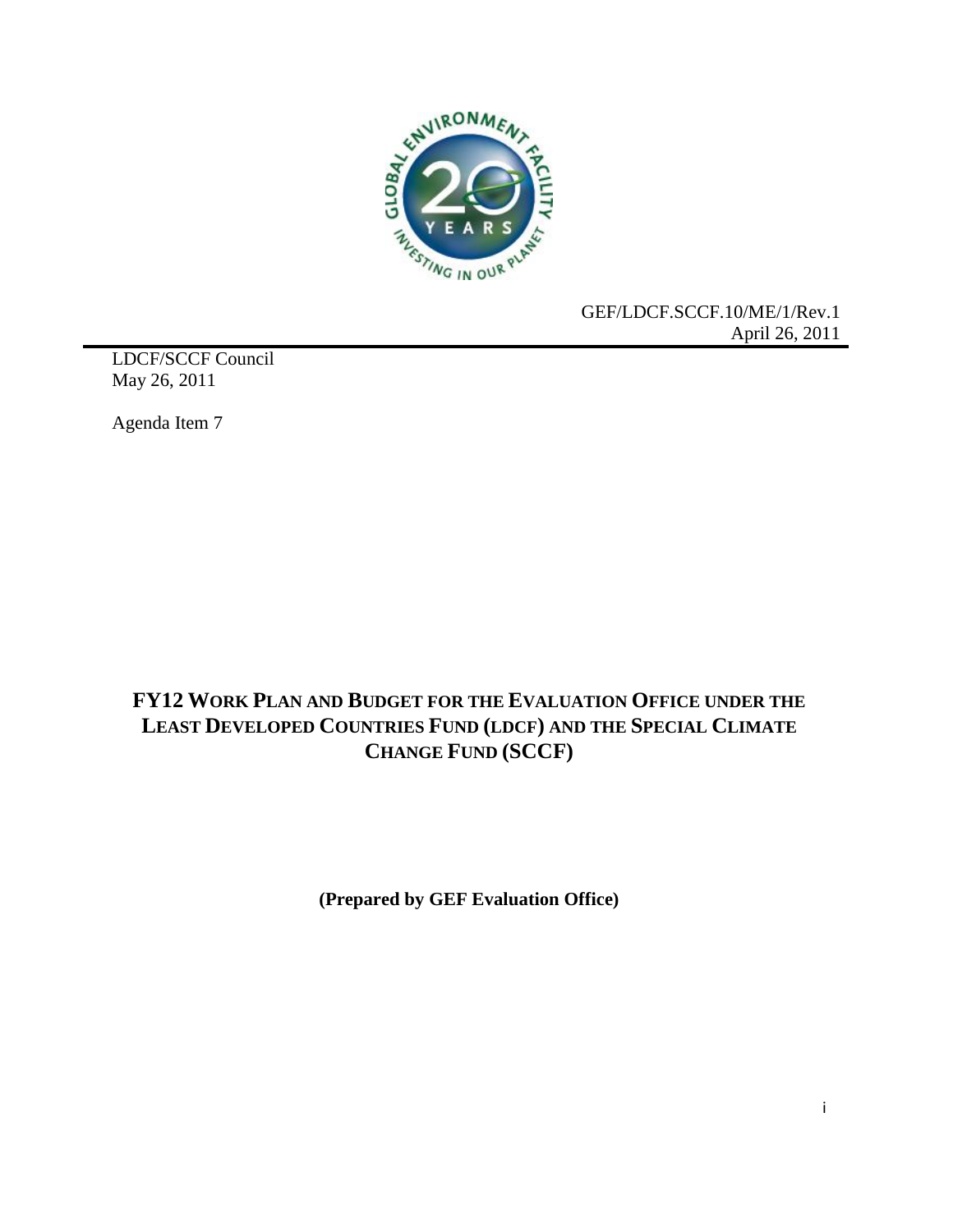GEF/LDCF.SCCF.10/ME/1/Rev.1
April 26, 2011

LDCF/SCCF Council
May 26, 2011

Agenda Item 7

# FY12 WORK PLAN AND BUDGET FOR THE EVALUATION OFFICE UNDER THE LEAST DEVELOPED COUNTRIES FUND (LDCF) AND THE SPECIAL CLIMATE CHANGE FUND (SCCF)

**(Prepared by GEF Evaluation Office)**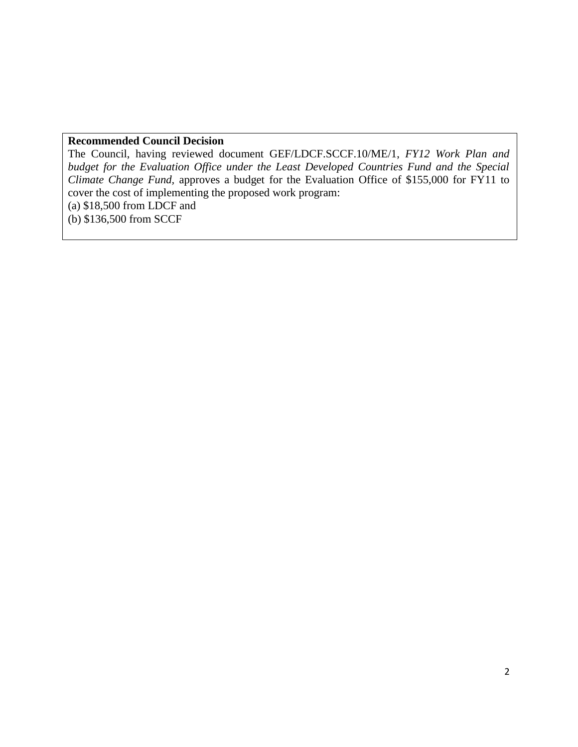**Recommended Council Decision**

The Council, having reviewed document GEF/LDCF.SCCF.10/ME/1, *FY12 Work Plan and budget for the Evaluation Office under the Least Developed Countries Fund and the Special Climate Change Fund*, approves a budget for the Evaluation Office of $155,000 for FY11 to cover the cost of implementing the proposed work program:

(a) $18,500 from LDCF and

(b) $136,500 from SCCF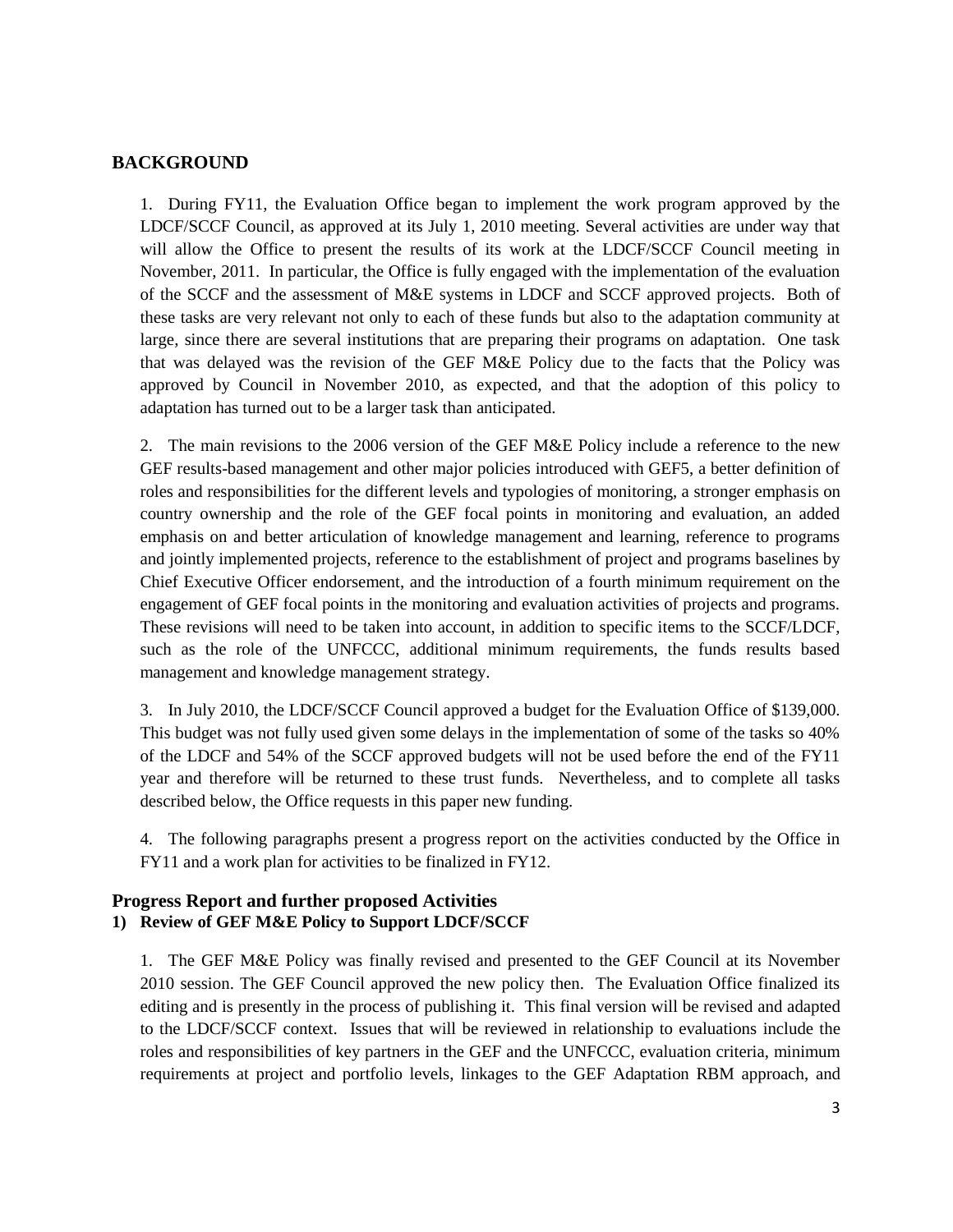## BACKGROUND

1. During FY11, the Evaluation Office began to implement the work program approved by the LDCF/SCCF Council, as approved at its July 1, 2010 meeting. Several activities are under way that will allow the Office to present the results of its work at the LDCF/SCCF Council meeting in November, 2011. In particular, the Office is fully engaged with the implementation of the evaluation of the SCCF and the assessment of M&E systems in LDCF and SCCF approved projects. Both of these tasks are very relevant not only to each of these funds but also to the adaptation community at large, since there are several institutions that are preparing their programs on adaptation. One task that was delayed was the revision of the GEF M&E Policy due to the facts that the Policy was approved by Council in November 2010, as expected, and that the adoption of this policy to adaptation has turned out to be a larger task than anticipated.

2. The main revisions to the 2006 version of the GEF M&E Policy include a reference to the new GEF results-based management and other major policies introduced with GEF5, a better definition of roles and responsibilities for the different levels and typologies of monitoring, a stronger emphasis on country ownership and the role of the GEF focal points in monitoring and evaluation, an added emphasis on and better articulation of knowledge management and learning, reference to programs and jointly implemented projects, reference to the establishment of project and programs baselines by Chief Executive Officer endorsement, and the introduction of a fourth minimum requirement on the engagement of GEF focal points in the monitoring and evaluation activities of projects and programs. These revisions will need to be taken into account, in addition to specific items to the SCCF/LDCF, such as the role of the UNFCCC, additional minimum requirements, the funds results based management and knowledge management strategy.

3. In July 2010, the LDCF/SCCF Council approved a budget for the Evaluation Office of $139,000. This budget was not fully used given some delays in the implementation of some of the tasks so 40% of the LDCF and 54% of the SCCF approved budgets will not be used before the end of the FY11 year and therefore will be returned to these trust funds. Nevertheless, and to complete all tasks described below, the Office requests in this paper new funding.

4. The following paragraphs present a progress report on the activities conducted by the Office in FY11 and a work plan for activities to be finalized in FY12.

## Progress Report and further proposed Activities

### 1) Review of GEF M&E Policy to Support LDCF/SCCF

1. The GEF M&E Policy was finally revised and presented to the GEF Council at its November 2010 session. The GEF Council approved the new policy then. The Evaluation Office finalized its editing and is presently in the process of publishing it. This final version will be revised and adapted to the LDCF/SCCF context. Issues that will be reviewed in relationship to evaluations include the roles and responsibilities of key partners in the GEF and the UNFCCC, evaluation criteria, minimum requirements at project and portfolio levels, linkages to the GEF Adaptation RBM approach, and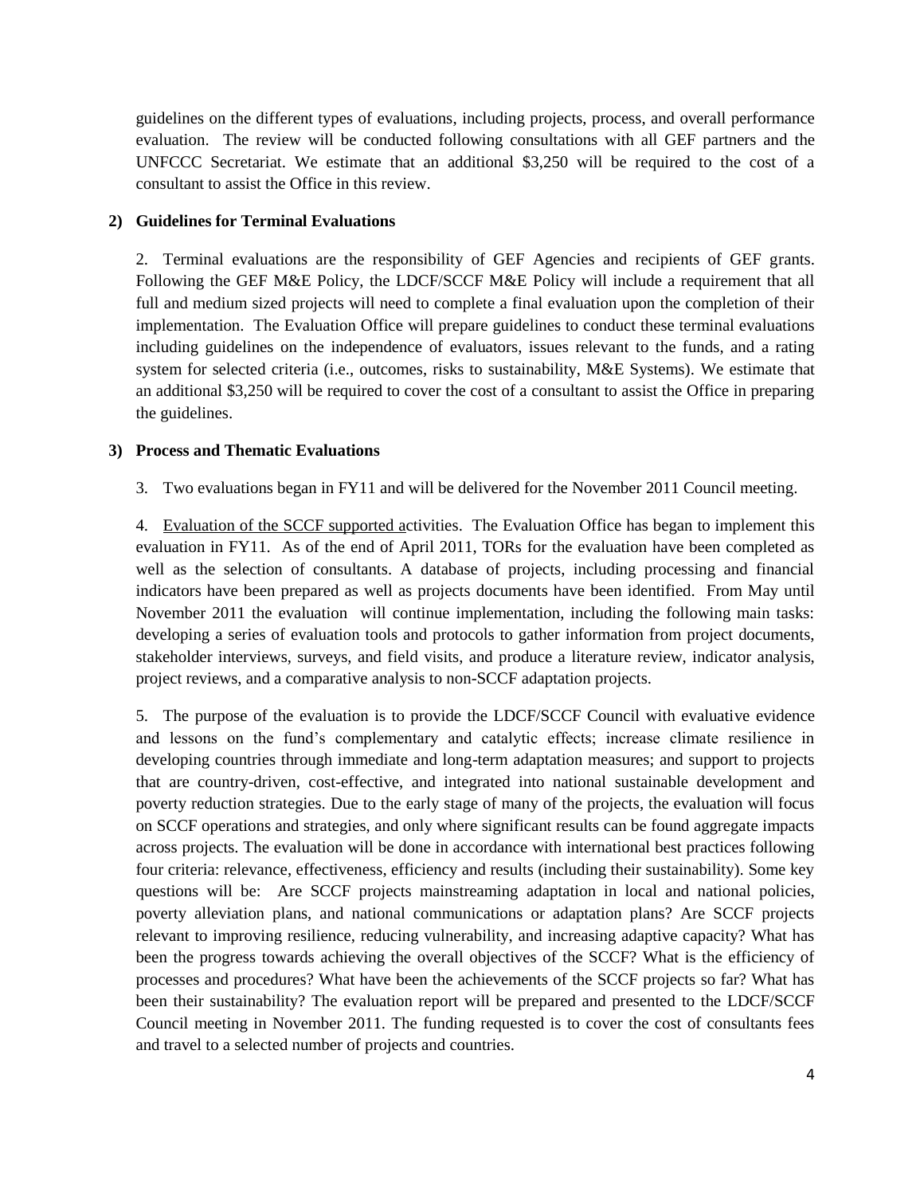guidelines on the different types of evaluations, including projects, process, and overall performance evaluation. The review will be conducted following consultations with all GEF partners and the UNFCCC Secretariat. We estimate that an additional $3,250 will be required to the cost of a consultant to assist the Office in this review.

**2) Guidelines for Terminal Evaluations**

2. Terminal evaluations are the responsibility of GEF Agencies and recipients of GEF grants. Following the GEF M&E Policy, the LDCF/SCCF M&E Policy will include a requirement that all full and medium sized projects will need to complete a final evaluation upon the completion of their implementation. The Evaluation Office will prepare guidelines to conduct these terminal evaluations including guidelines on the independence of evaluators, issues relevant to the funds, and a rating system for selected criteria (i.e., outcomes, risks to sustainability, M&E Systems). We estimate that an additional $3,250 will be required to cover the cost of a consultant to assist the Office in preparing the guidelines.

**3) Process and Thematic Evaluations**

3. Two evaluations began in FY11 and will be delivered for the November 2011 Council meeting.

4. Evaluation of the SCCF supported activities. The Evaluation Office has began to implement this evaluation in FY11. As of the end of April 2011, TORs for the evaluation have been completed as well as the selection of consultants. A database of projects, including processing and financial indicators have been prepared as well as projects documents have been identified. From May until November 2011 the evaluation will continue implementation, including the following main tasks: developing a series of evaluation tools and protocols to gather information from project documents, stakeholder interviews, surveys, and field visits, and produce a literature review, indicator analysis, project reviews, and a comparative analysis to non-SCCF adaptation projects.

5. The purpose of the evaluation is to provide the LDCF/SCCF Council with evaluative evidence and lessons on the fund's complementary and catalytic effects; increase climate resilience in developing countries through immediate and long-term adaptation measures; and support to projects that are country-driven, cost-effective, and integrated into national sustainable development and poverty reduction strategies. Due to the early stage of many of the projects, the evaluation will focus on SCCF operations and strategies, and only where significant results can be found aggregate impacts across projects. The evaluation will be done in accordance with international best practices following four criteria: relevance, effectiveness, efficiency and results (including their sustainability). Some key questions will be: Are SCCF projects mainstreaming adaptation in local and national policies, poverty alleviation plans, and national communications or adaptation plans? Are SCCF projects relevant to improving resilience, reducing vulnerability, and increasing adaptive capacity? What has been the progress towards achieving the overall objectives of the SCCF? What is the efficiency of processes and procedures? What have been the achievements of the SCCF projects so far? What has been their sustainability? The evaluation report will be prepared and presented to the LDCF/SCCF Council meeting in November 2011. The funding requested is to cover the cost of consultants fees and travel to a selected number of projects and countries.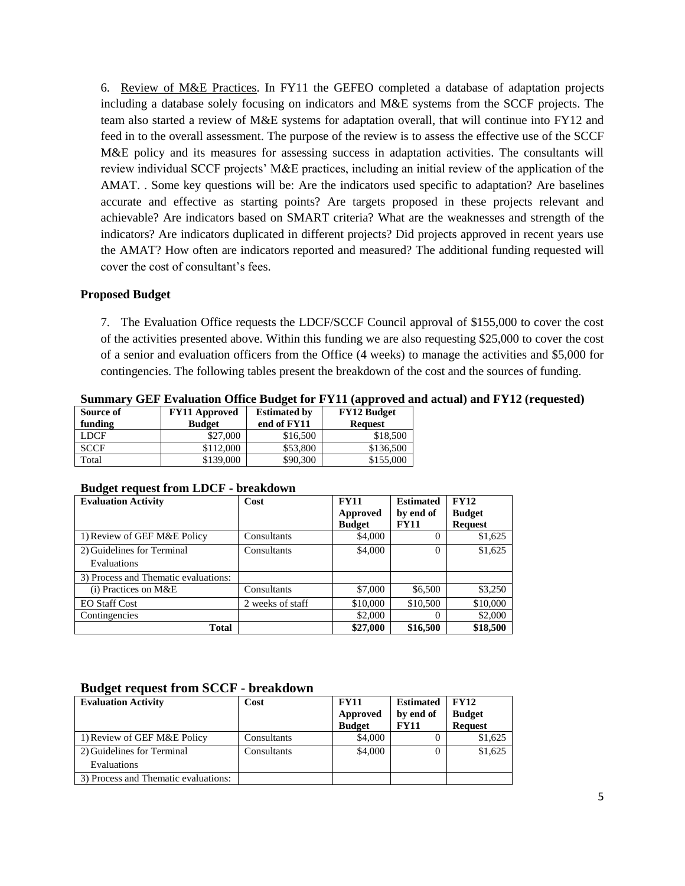6. Review of M&E Practices. In FY11 the GEFEO completed a database of adaptation projects including a database solely focusing on indicators and M&E systems from the SCCF projects. The team also started a review of M&E systems for adaptation overall, that will continue into FY12 and feed in to the overall assessment. The purpose of the review is to assess the effective use of the SCCF M&E policy and its measures for assessing success in adaptation activities. The consultants will review individual SCCF projects' M&E practices, including an initial review of the application of the AMAT. . Some key questions will be: Are the indicators used specific to adaptation? Are baselines accurate and effective as starting points? Are targets proposed in these projects relevant and achievable? Are indicators based on SMART criteria? What are the weaknesses and strength of the indicators? Are indicators duplicated in different projects? Did projects approved in recent years use the AMAT? How often are indicators reported and measured? The additional funding requested will cover the cost of consultant's fees.

### Proposed Budget

7. The Evaluation Office requests the LDCF/SCCF Council approval of $155,000 to cover the cost of the activities presented above. Within this funding we are also requesting $25,000 to cover the cost of a senior and evaluation officers from the Office (4 weeks) to manage the activities and $5,000 for contingencies. The following tables present the breakdown of the cost and the sources of funding.

**Summary GEF Evaluation Office Budget for FY11 (approved and actual) and FY12 (requested)**

| Source of funding | FY11 Approved Budget | Estimated by end of FY11 | FY12 Budget Request |
|---|---|---|---|
| LDCF | $27,000 | $16,500 | $18,500 |
| SCCF | $112,000 | $53,800 | $136,500 |
| Total | $139,000 | $90,300 | $155,000 |

**Budget request from LDCF - breakdown**

| Evaluation Activity | Cost | FY11 Approved Budget | Estimated by end of FY11 | FY12 Budget Request |
|---|---|---|---|---|
| 1) Review of GEF M&E Policy | Consultants | $4,000 | 0 | $1,625 |
| 2) Guidelines for Terminal Evaluations | Consultants | $4,000 | 0 | $1,625 |
| 3) Process and Thematic evaluations: | | | | |
| (i) Practices on M&E | Consultants | $7,000 | $6,500 | $3,250 |
| EO Staff Cost | 2 weeks of staff | $10,000 | $10,500 | $10,000 |
| Contingencies | | $2,000 | 0 | $2,000 |
| **Total** | | **$27,000** | **$16,500** | **$18,500** |

**Budget request from SCCF - breakdown**

| Evaluation Activity | Cost | FY11 Approved Budget | Estimated by end of FY11 | FY12 Budget Request |
|---|---|---|---|---|
| 1) Review of GEF M&E Policy | Consultants | $4,000 | 0 | $1,625 |
| 2) Guidelines for Terminal Evaluations | Consultants | $4,000 | 0 | $1,625 |
| 3) Process and Thematic evaluations: | | | | |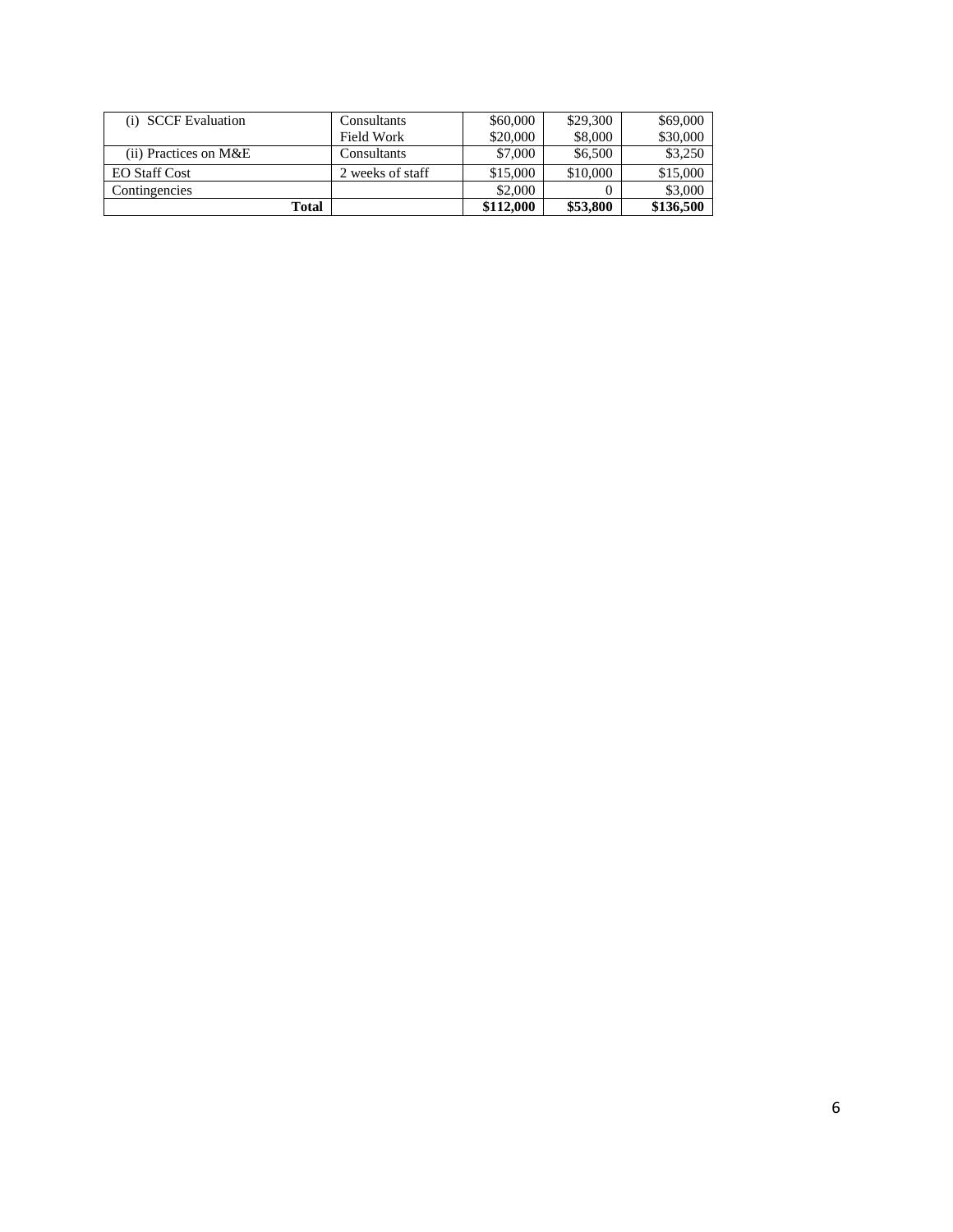| | | | | |
|---|---|---|---|---|
| (i) SCCF Evaluation | Consultants | \$60,000 | \$29,300 | \$69,000 |
| | Field Work | \$20,000 | \$8,000 | \$30,000 |
| (ii) Practices on M&E | Consultants | \$7,000 | \$6,500 | \$3,250 |
| EO Staff Cost | 2 weeks of staff | \$15,000 | \$10,000 | \$15,000 |
| Contingencies | | \$2,000 | 0 | \$3,000 |
| **Total** | | **\$112,000** | **\$53,800** | **\$136,500** |